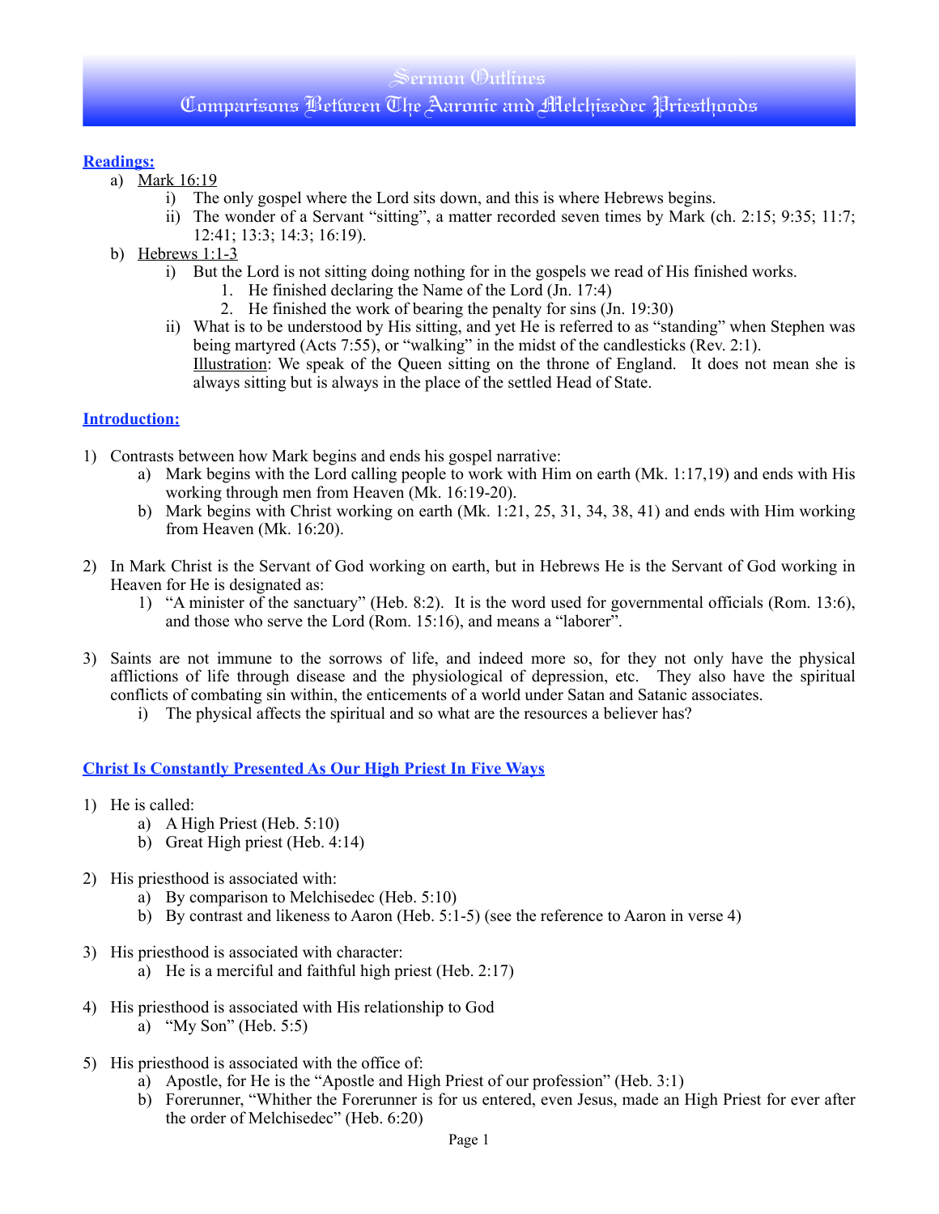# Sermon Outlines
## Comparisons Between The Aaronic and Melchisedec Priesthoods

**Readings:**

a) Mark 16:19
   - i) The only gospel where the Lord sits down, and this is where Hebrews begins.
   - ii) The wonder of a Servant "sitting", a matter recorded seven times by Mark (ch. 2:15; 9:35; 11:7; 12:41; 13:3; 14:3; 16:19).

b) Hebrews 1:1-3
   - i) But the Lord is not sitting doing nothing for in the gospels we read of His finished works.
     1. He finished declaring the Name of the Lord (Jn. 17:4)
     2. He finished the work of bearing the penalty for sins (Jn. 19:30)
   - ii) What is to be understood by His sitting, and yet He is referred to as "standing" when Stephen was being martyred (Acts 7:55), or "walking" in the midst of the candlesticks (Rev. 2:1).
     Illustration: We speak of the Queen sitting on the throne of England. It does not mean she is always sitting but is always in the place of the settled Head of State.

**Introduction:**

1) Contrasts between how Mark begins and ends his gospel narrative:
   - a) Mark begins with the Lord calling people to work with Him on earth (Mk. 1:17,19) and ends with His working through men from Heaven (Mk. 16:19-20).
   - b) Mark begins with Christ working on earth (Mk. 1:21, 25, 31, 34, 38, 41) and ends with Him working from Heaven (Mk. 16:20).

2) In Mark Christ is the Servant of God working on earth, but in Hebrews He is the Servant of God working in Heaven for He is designated as:
   1) "A minister of the sanctuary" (Heb. 8:2). It is the word used for governmental officials (Rom. 13:6), and those who serve the Lord (Rom. 15:16), and means a "laborer".

3) Saints are not immune to the sorrows of life, and indeed more so, for they not only have the physical afflictions of life through disease and the physiological of depression, etc. They also have the spiritual conflicts of combating sin within, the enticements of a world under Satan and Satanic associates.
   - i) The physical affects the spiritual and so what are the resources a believer has?

**Christ Is Constantly Presented As Our High Priest In Five Ways**

1) He is called:
   - a) A High Priest (Heb. 5:10)
   - b) Great High priest (Heb. 4:14)

2) His priesthood is associated with:
   - a) By comparison to Melchisedec (Heb. 5:10)
   - b) By contrast and likeness to Aaron (Heb. 5:1-5) (see the reference to Aaron in verse 4)

3) His priesthood is associated with character:
   - a) He is a merciful and faithful high priest (Heb. 2:17)

4) His priesthood is associated with His relationship to God
   - a) "My Son" (Heb. 5:5)

5) His priesthood is associated with the office of:
   - a) Apostle, for He is the "Apostle and High Priest of our profession" (Heb. 3:1)
   - b) Forerunner, "Whither the Forerunner is for us entered, even Jesus, made an High Priest for ever after the order of Melchisedec" (Heb. 6:20)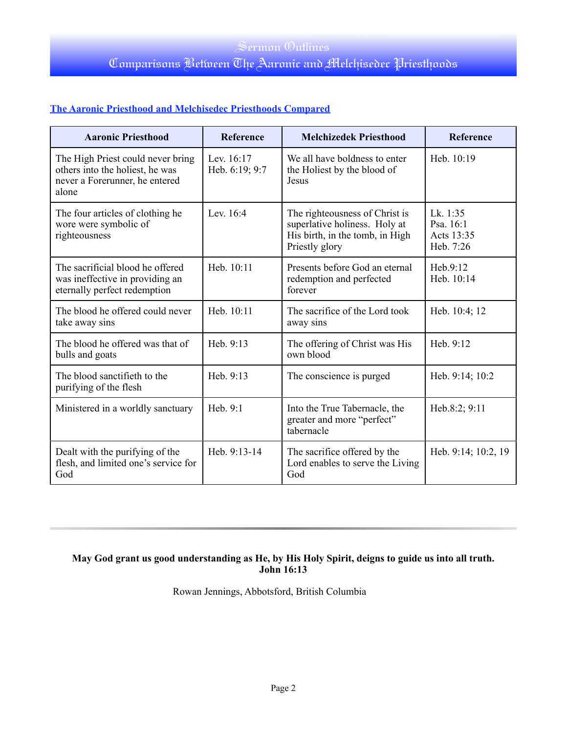## The Aaronic Priesthood and Melchisedec Priesthoods Compared

| Aaronic Priesthood | Reference | Melchizedek Priesthood | Reference |
|---|---|---|---|
| The High Priest could never bring others into the holiest, he was never a Forerunner, he entered alone | Lev. 16:17 Heb. 6:19; 9:7 | We all have boldness to enter the Holiest by the blood of Jesus | Heb. 10:19 |
| The four articles of clothing he wore were symbolic of righteousness | Lev. 16:4 | The righteousness of Christ is superlative holiness. Holy at His birth, in the tomb, in High Priestly glory | Lk. 1:35 Psa. 16:1 Acts 13:35 Heb. 7:26 |
| The sacrificial blood he offered was ineffective in providing an eternally perfect redemption | Heb. 10:11 | Presents before God an eternal redemption and perfected forever | Heb.9:12 Heb. 10:14 |
| The blood he offered could never take away sins | Heb. 10:11 | The sacrifice of the Lord took away sins | Heb. 10:4; 12 |
| The blood he offered was that of bulls and goats | Heb. 9:13 | The offering of Christ was His own blood | Heb. 9:12 |
| The blood sanctifieth to the purifying of the flesh | Heb. 9:13 | The conscience is purged | Heb. 9:14; 10:2 |
| Ministered in a worldly sanctuary | Heb. 9:1 | Into the True Tabernacle, the greater and more "perfect" tabernacle | Heb.8:2; 9:11 |
| Dealt with the purifying of the flesh, and limited one's service for God | Heb. 9:13-14 | The sacrifice offered by the Lord enables to serve the Living God | Heb. 9:14; 10:2, 19 |

---

**May God grant us good understanding as He, by His Holy Spirit, deigns to guide us into all truth. John 16:13**

Rowan Jennings, Abbotsford, British Columbia